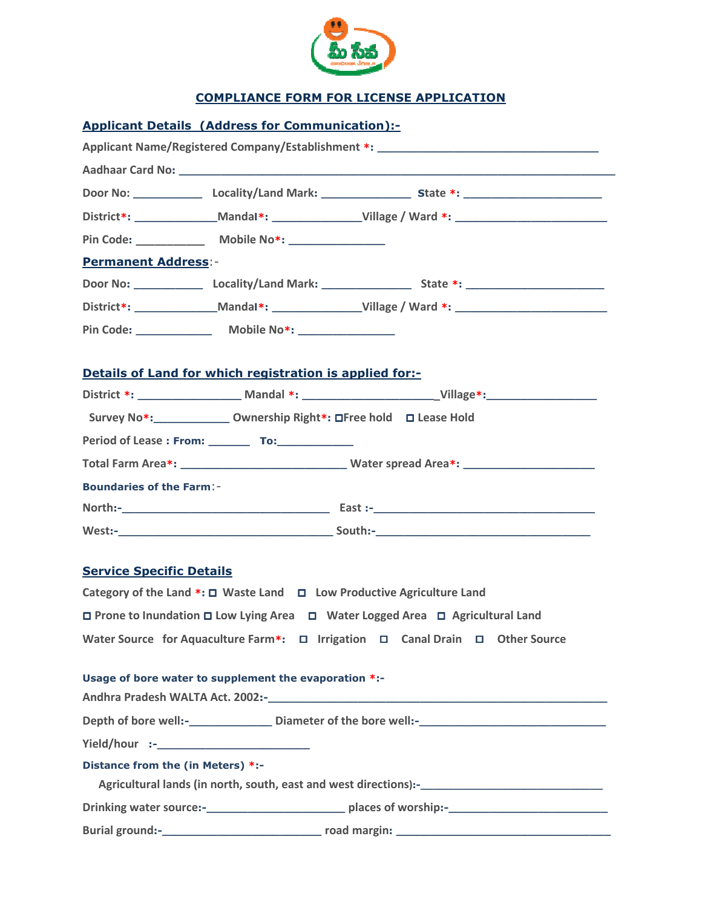# COMPLIANCE FORM FOR LICENSE APPLICATION

## Applicant Details (Address for Communication):-

Applicant Name/Registered Company/Establishment *: ___________________________________

Aadhaar Card No: ______________________________________________________________________

Door No: ___________ Locality/Land Mark: ______________ State *: ______________________

District*: _____________Mandal*: ______________Village / Ward *: ________________________

Pin Code: ___________ Mobile No*: _______________

## Permanent Address:-

Door No: ___________ Locality/Land Mark: ______________ State *: ______________________

District*: _____________Mandal*: ______________Village / Ward *: ________________________

Pin Code: ____________ Mobile No*: _______________

## Details of Land for which registration is applied for:-

District *: ________________ Mandal *: _____________________Village*:_________________

Survey No*:____________ Ownership Right*: ☐Free hold ☐ Lease Hold

Period of Lease : From: _______ To:____________

Total Farm Area*: __________________________ Water spread Area*: ____________________

**Boundaries of the Farm**:-

North:-_________________________________ East :-___________________________________

West:-__________________________________ South:-__________________________________

## Service Specific Details

Category of the Land *: ☐ Waste Land ☐ Low Productive Agriculture Land

☐ Prone to Inundation ☐ Low Lying Area ☐ Water Logged Area ☐ Agricultural Land

Water Source for Aquaculture Farm*: ☐ Irrigation ☐ Canal Drain ☐ Other Source

**Usage of bore water to supplement the evaporation *:-**

Andhra Pradesh WALTA Act. 2002:-______________________________________________________

Depth of bore well:-_____________ Diameter of the bore well:-_____________________________

Yield/hour :-________________________

**Distance from the (in Meters) *:-**

Agricultural lands (in north, south, east and west directions):-_____________________________

Drinking water source:-______________________ places of worship:-________________________

Burial ground:-_________________________ road margin: __________________________________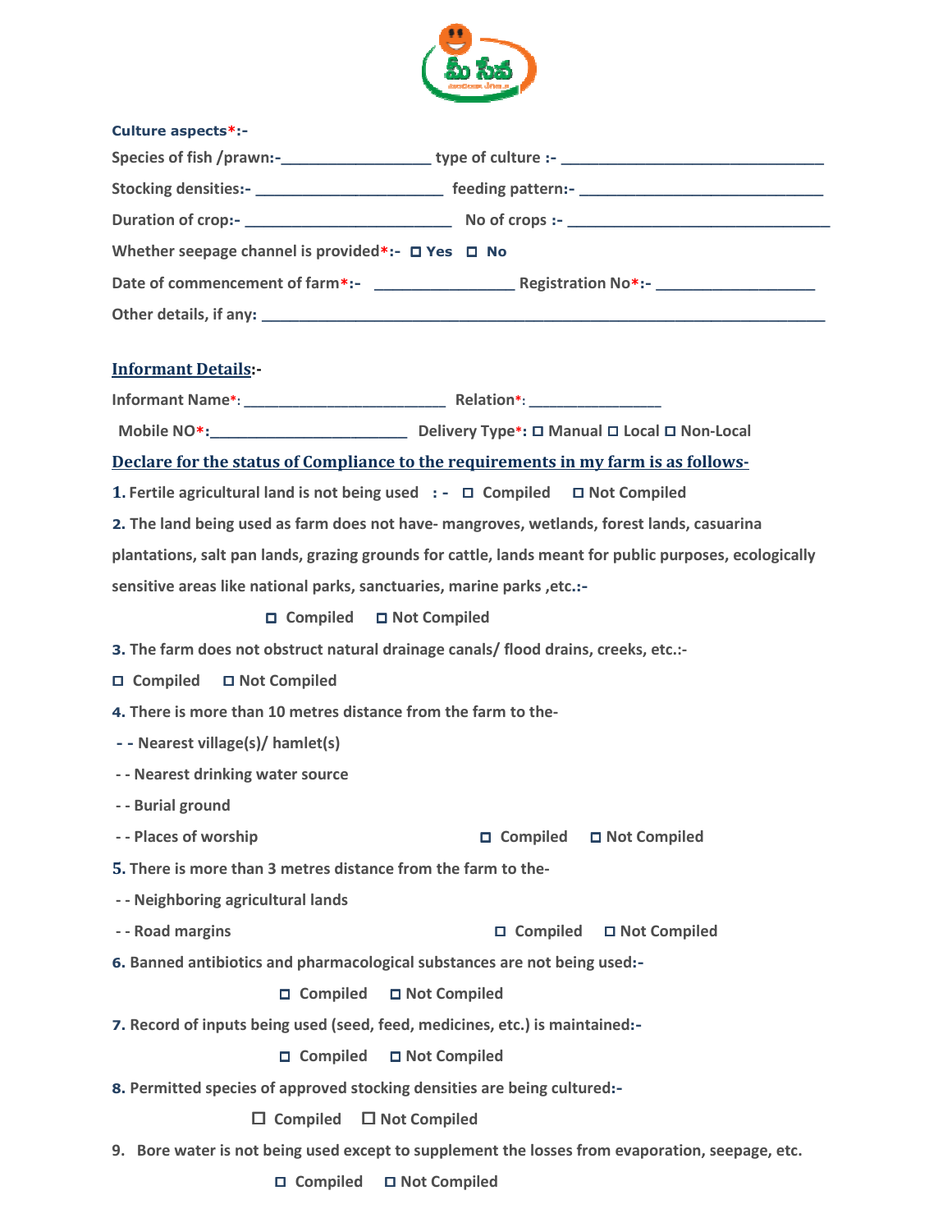**Culture aspects*:-**

Species of fish /prawn:-__________________ type of culture :- ________________________________

Stocking densities:- _______________________ feeding pattern:- ______________________________

Duration of crop:- _________________________ No of crops :- _________________________________

Whether seepage channel is provided*:- ☐ Yes ☐ No

Date of commencement of farm*:- _________________ Registration No*:- ____________________

Other details, if any: ______________________________________________________________________

**Informant Details:-**

Informant Name*: _________________________ Relation*: ________________

Mobile NO*:________________________ Delivery Type*: ☐ Manual ☐ Local ☐ Non-Local

**Declare for the status of Compliance to the requirements in my farm is as follows-**

**1.** Fertile agricultural land is not being used : - ☐ Compiled ☐ Not Compiled

**2.** The land being used as farm does not have- mangroves, wetlands, forest lands, casuarina plantations, salt pan lands, grazing grounds for cattle, lands meant for public purposes, ecologically sensitive areas like national parks, sanctuaries, marine parks ,etc.:-

☐ Compiled ☐ Not Compiled

**3.** The farm does not obstruct natural drainage canals/ flood drains, creeks, etc.:-

☐ Compiled ☐ Not Compiled

**4.** There is more than 10 metres distance from the farm to the-

- - Nearest village(s)/ hamlet(s)
- - Nearest drinking water source
- - Burial ground
- - Places of worship ☐ Compiled ☐ Not Compiled

**5.** There is more than 3 metres distance from the farm to the-

- - Neighboring agricultural lands
- - Road margins ☐ Compiled ☐ Not Compiled

**6.** Banned antibiotics and pharmacological substances are not being used:-

☐ Compiled ☐ Not Compiled

**7.** Record of inputs being used (seed, feed, medicines, etc.) is maintained:-

☐ Compiled ☐ Not Compiled

**8.** Permitted species of approved stocking densities are being cultured:-

☐ Compiled ☐ Not Compiled

**9.** Bore water is not being used except to supplement the losses from evaporation, seepage, etc.

☐ Compiled ☐ Not Compiled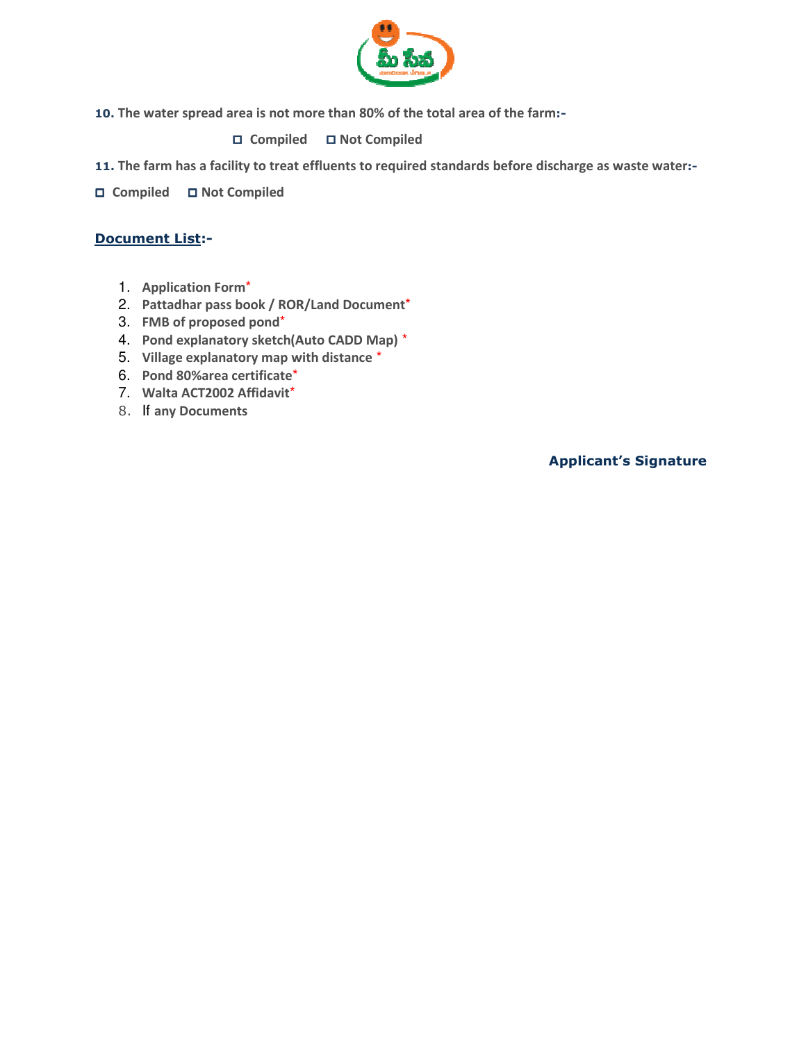**10.** **The water spread area is not more than 80% of the total area of the farm:-**

☐ **Compiled** ☐ **Not Compiled**

**11.** **The farm has a facility to treat effluents to required standards before discharge as waste water:-**

☐ **Compiled** ☐ **Not Compiled**

**Document List:-**

1. **Application Form***
2. **Pattadhar pass book / ROR/Land Document***
3. **FMB of proposed pond***
4. **Pond explanatory sketch(Auto CADD Map)** *
5. **Village explanatory map with distance** *
6. **Pond 80%area certificate***
7. **Walta ACT2002 Affidavit***
8. **If any Documents**

**Applicant's Signature**